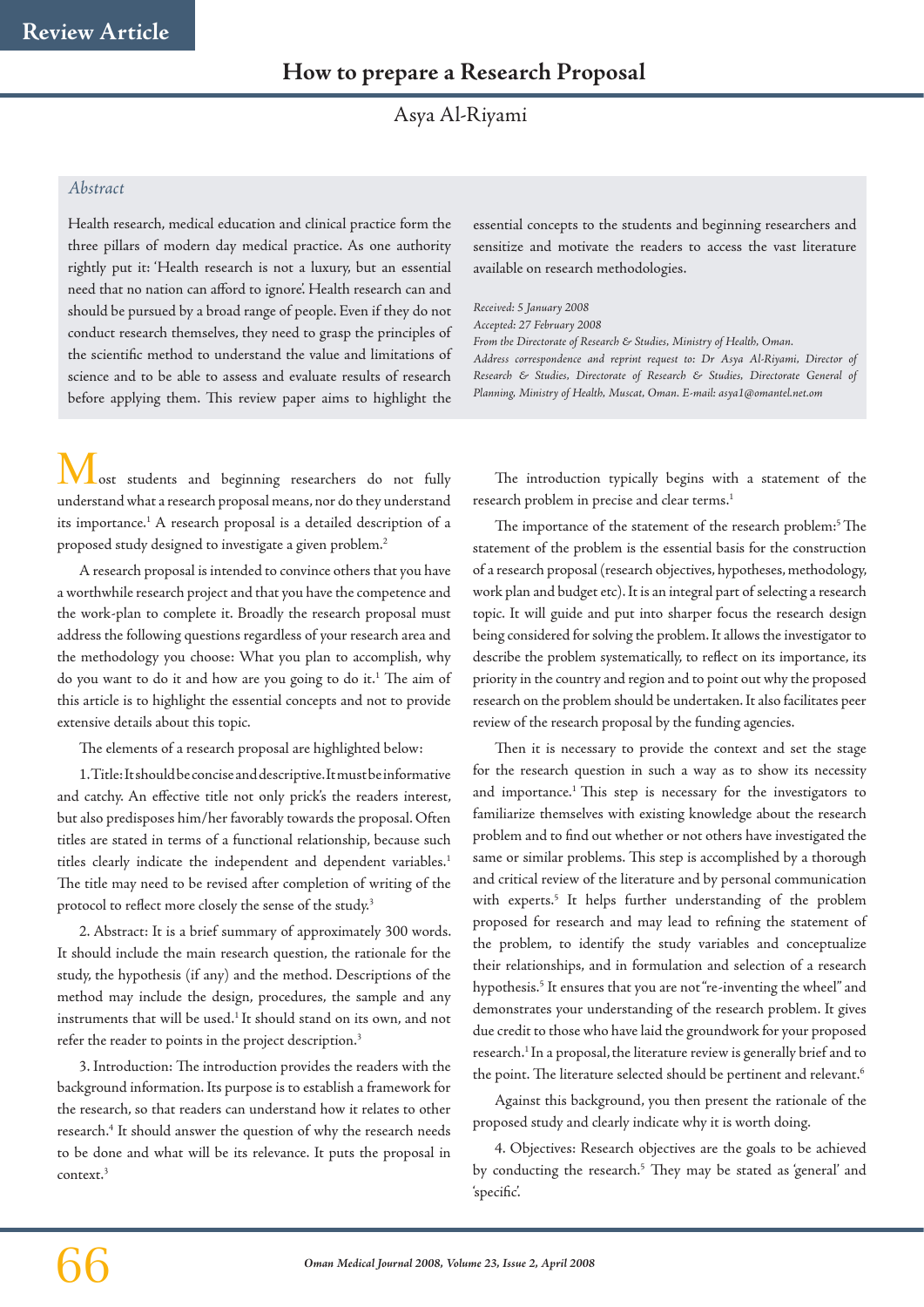Review Article

# How to prepare a Research Proposal

Asya Al-Riyami

## *Abstract*

Health research, medical education and clinical practice form the three pillars of modern day medical practice. As one authority rightly put it: 'Health research is not a luxury, but an essential need that no nation can afford to ignore'. Health research can and should be pursued by a broad range of people. Even if they do not conduct research themselves, they need to grasp the principles of the scientific method to understand the value and limitations of science and to be able to assess and evaluate results of research before applying them. This review paper aims to highlight the essential concepts to the students and beginning researchers and sensitize and motivate the readers to access the vast literature available on research methodologies.

*Received: 5 January 2008*
*Accepted: 27 February 2008*
*From the Directorate of Research & Studies, Ministry of Health, Oman.*
*Address correspondence and reprint request to: Dr Asya Al-Riyami, Director of Research & Studies, Directorate of Research & Studies, Directorate General of Planning, Ministry of Health, Muscat, Oman. E-mail: asya1@omantel.net.om*

Most students and beginning researchers do not fully understand what a research proposal means, nor do they understand its importance.[1] A research proposal is a detailed description of a proposed study designed to investigate a given problem.[2]

A research proposal is intended to convince others that you have a worthwhile research project and that you have the competence and the work-plan to complete it. Broadly the research proposal must address the following questions regardless of your research area and the methodology you choose: What you plan to accomplish, why do you want to do it and how are you going to do it.[1] The aim of this article is to highlight the essential concepts and not to provide extensive details about this topic.

The elements of a research proposal are highlighted below:

1. Title: It should be concise and descriptive. It must be informative and catchy. An effective title not only prick's the readers interest, but also predisposes him/her favorably towards the proposal. Often titles are stated in terms of a functional relationship, because such titles clearly indicate the independent and dependent variables.[1] The title may need to be revised after completion of writing of the protocol to reflect more closely the sense of the study.[3]

2. Abstract: It is a brief summary of approximately 300 words. It should include the main research question, the rationale for the study, the hypothesis (if any) and the method. Descriptions of the method may include the design, procedures, the sample and any instruments that will be used.[1] It should stand on its own, and not refer the reader to points in the project description.[3]

3. Introduction: The introduction provides the readers with the background information. Its purpose is to establish a framework for the research, so that readers can understand how it relates to other research.[4] It should answer the question of why the research needs to be done and what will be its relevance. It puts the proposal in context.[3]

The introduction typically begins with a statement of the research problem in precise and clear terms.[1]

The importance of the statement of the research problem:[5] The statement of the problem is the essential basis for the construction of a research proposal (research objectives, hypotheses, methodology, work plan and budget etc). It is an integral part of selecting a research topic. It will guide and put into sharper focus the research design being considered for solving the problem. It allows the investigator to describe the problem systematically, to reflect on its importance, its priority in the country and region and to point out why the proposed research on the problem should be undertaken. It also facilitates peer review of the research proposal by the funding agencies.

Then it is necessary to provide the context and set the stage for the research question in such a way as to show its necessity and importance.[1] This step is necessary for the investigators to familiarize themselves with existing knowledge about the research problem and to find out whether or not others have investigated the same or similar problems. This step is accomplished by a thorough and critical review of the literature and by personal communication with experts.[5] It helps further understanding of the problem proposed for research and may lead to refining the statement of the problem, to identify the study variables and conceptualize their relationships, and in formulation and selection of a research hypothesis.[5] It ensures that you are not "re-inventing the wheel" and demonstrates your understanding of the research problem. It gives due credit to those who have laid the groundwork for your proposed research.[1] In a proposal, the literature review is generally brief and to the point. The literature selected should be pertinent and relevant.[6]

Against this background, you then present the rationale of the proposed study and clearly indicate why it is worth doing.

4. Objectives: Research objectives are the goals to be achieved by conducting the research.[5] They may be stated as 'general' and 'specific'.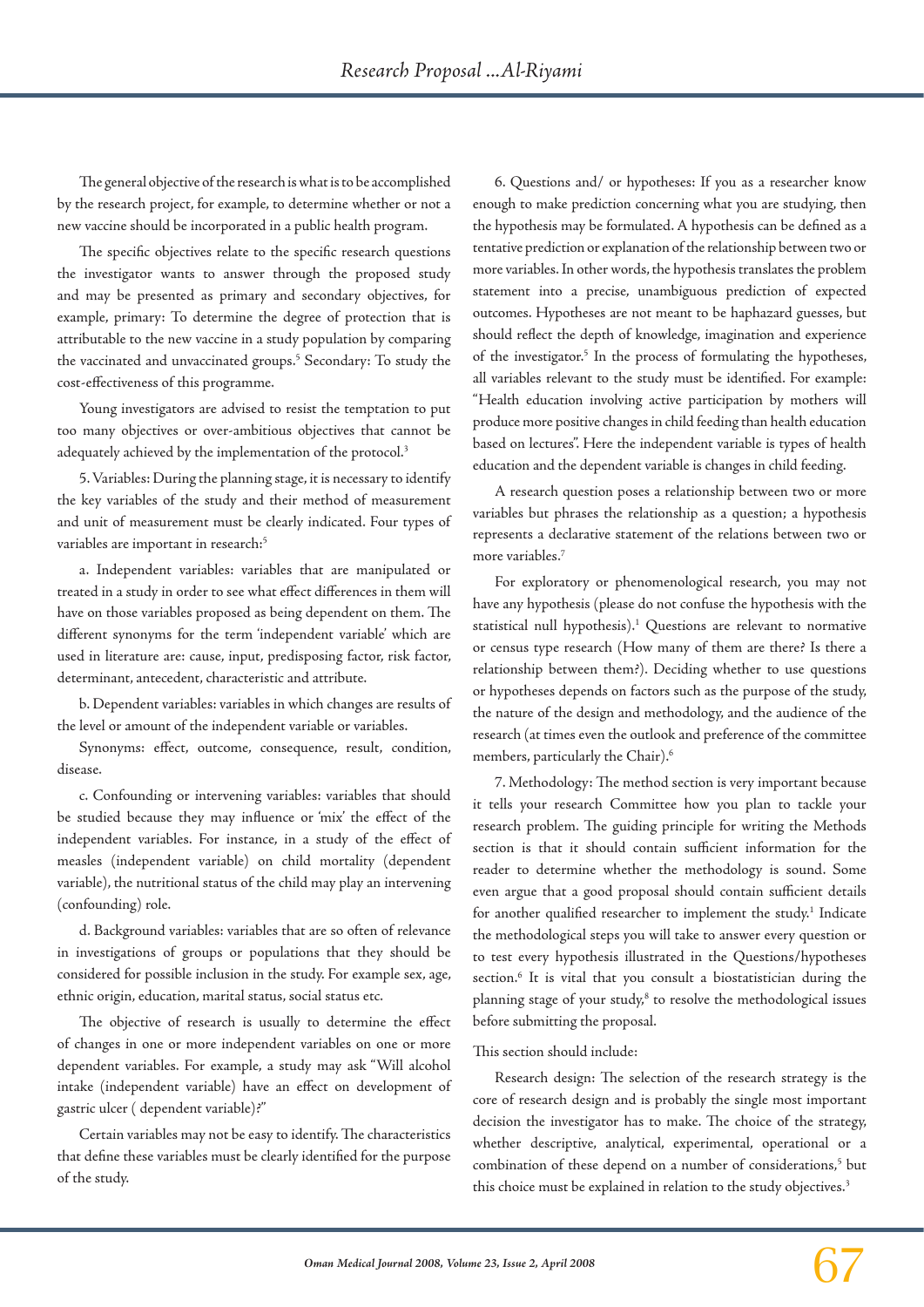The general objective of the research is what is to be accomplished by the research project, for example, to determine whether or not a new vaccine should be incorporated in a public health program.

The specific objectives relate to the specific research questions the investigator wants to answer through the proposed study and may be presented as primary and secondary objectives, for example, primary: To determine the degree of protection that is attributable to the new vaccine in a study population by comparing the vaccinated and unvaccinated groups.[5] Secondary: To study the cost-effectiveness of this programme.

Young investigators are advised to resist the temptation to put too many objectives or over-ambitious objectives that cannot be adequately achieved by the implementation of the protocol.[3]

5. Variables: During the planning stage, it is necessary to identify the key variables of the study and their method of measurement and unit of measurement must be clearly indicated. Four types of variables are important in research:[5]

a. Independent variables: variables that are manipulated or treated in a study in order to see what effect differences in them will have on those variables proposed as being dependent on them. The different synonyms for the term 'independent variable' which are used in literature are: cause, input, predisposing factor, risk factor, determinant, antecedent, characteristic and attribute.

b. Dependent variables: variables in which changes are results of the level or amount of the independent variable or variables.

Synonyms: effect, outcome, consequence, result, condition, disease.

c. Confounding or intervening variables: variables that should be studied because they may influence or 'mix' the effect of the independent variables. For instance, in a study of the effect of measles (independent variable) on child mortality (dependent variable), the nutritional status of the child may play an intervening (confounding) role.

d. Background variables: variables that are so often of relevance in investigations of groups or populations that they should be considered for possible inclusion in the study. For example sex, age, ethnic origin, education, marital status, social status etc.

The objective of research is usually to determine the effect of changes in one or more independent variables on one or more dependent variables. For example, a study may ask "Will alcohol intake (independent variable) have an effect on development of gastric ulcer ( dependent variable)?"

Certain variables may not be easy to identify. The characteristics that define these variables must be clearly identified for the purpose of the study.

6. Questions and/ or hypotheses: If you as a researcher know enough to make prediction concerning what you are studying, then the hypothesis may be formulated. A hypothesis can be defined as a tentative prediction or explanation of the relationship between two or more variables. In other words, the hypothesis translates the problem statement into a precise, unambiguous prediction of expected outcomes. Hypotheses are not meant to be haphazard guesses, but should reflect the depth of knowledge, imagination and experience of the investigator.[5] In the process of formulating the hypotheses, all variables relevant to the study must be identified. For example: "Health education involving active participation by mothers will produce more positive changes in child feeding than health education based on lectures". Here the independent variable is types of health education and the dependent variable is changes in child feeding.

A research question poses a relationship between two or more variables but phrases the relationship as a question; a hypothesis represents a declarative statement of the relations between two or more variables.[7]

For exploratory or phenomenological research, you may not have any hypothesis (please do not confuse the hypothesis with the statistical null hypothesis).[1] Questions are relevant to normative or census type research (How many of them are there? Is there a relationship between them?). Deciding whether to use questions or hypotheses depends on factors such as the purpose of the study, the nature of the design and methodology, and the audience of the research (at times even the outlook and preference of the committee members, particularly the Chair).[6]

7. Methodology: The method section is very important because it tells your research Committee how you plan to tackle your research problem. The guiding principle for writing the Methods section is that it should contain sufficient information for the reader to determine whether the methodology is sound. Some even argue that a good proposal should contain sufficient details for another qualified researcher to implement the study.[1] Indicate the methodological steps you will take to answer every question or to test every hypothesis illustrated in the Questions/hypotheses section.[6] It is vital that you consult a biostatistician during the planning stage of your study,[8] to resolve the methodological issues before submitting the proposal.

This section should include:

Research design: The selection of the research strategy is the core of research design and is probably the single most important decision the investigator has to make. The choice of the strategy, whether descriptive, analytical, experimental, operational or a combination of these depend on a number of considerations,[5] but this choice must be explained in relation to the study objectives.[3]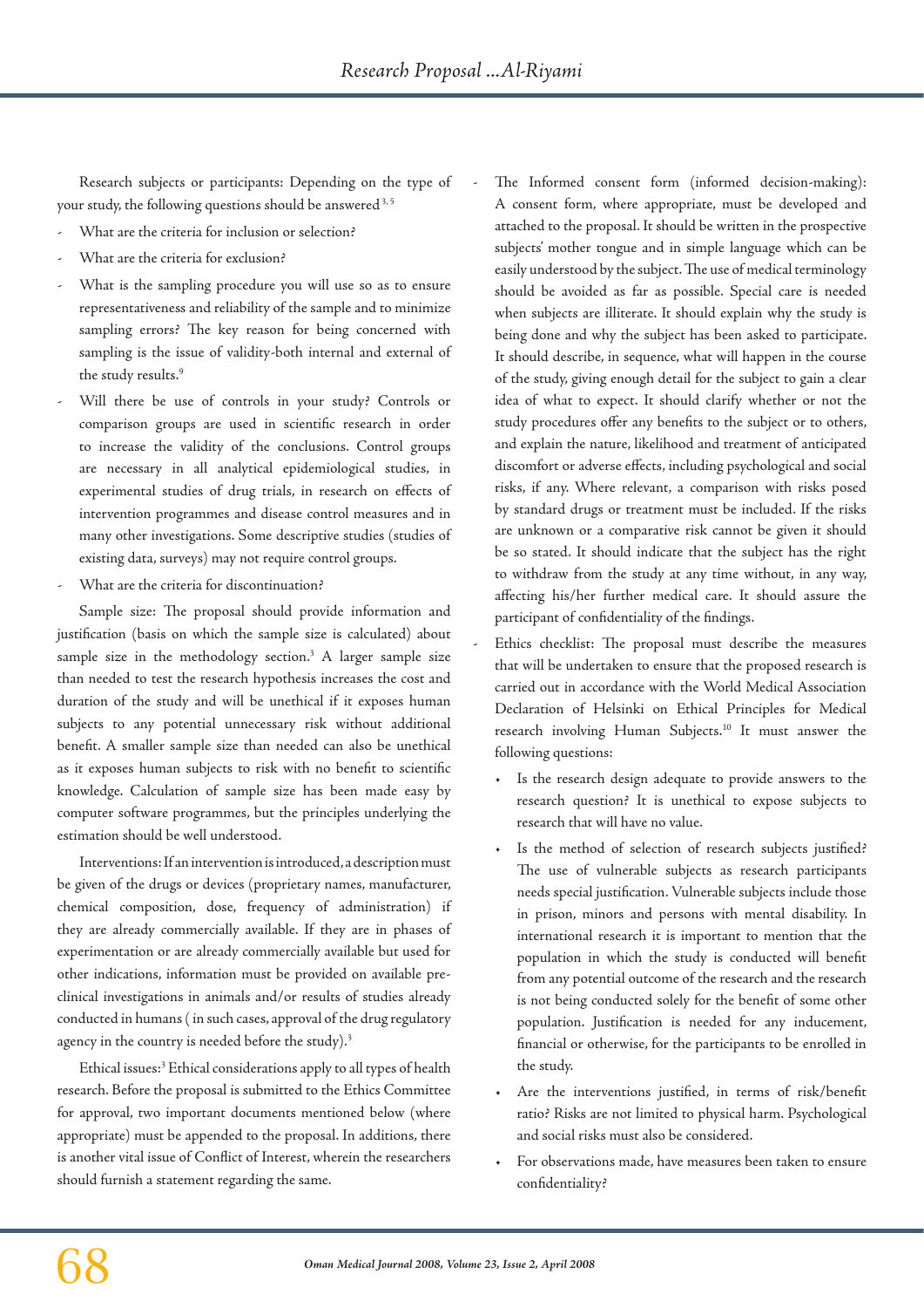Research subjects or participants: Depending on the type of your study, the following questions should be answered[3, 5]

- What are the criteria for inclusion or selection?
- What are the criteria for exclusion?
- What is the sampling procedure you will use so as to ensure representativeness and reliability of the sample and to minimize sampling errors? The key reason for being concerned with sampling is the issue of validity-both internal and external of the study results.[9]
- Will there be use of controls in your study? Controls or comparison groups are used in scientific research in order to increase the validity of the conclusions. Control groups are necessary in all analytical epidemiological studies, in experimental studies of drug trials, in research on effects of intervention programmes and disease control measures and in many other investigations. Some descriptive studies (studies of existing data, surveys) may not require control groups.
- What are the criteria for discontinuation?

Sample size: The proposal should provide information and justification (basis on which the sample size is calculated) about sample size in the methodology section.[3] A larger sample size than needed to test the research hypothesis increases the cost and duration of the study and will be unethical if it exposes human subjects to any potential unnecessary risk without additional benefit. A smaller sample size than needed can also be unethical as it exposes human subjects to risk with no benefit to scientific knowledge. Calculation of sample size has been made easy by computer software programmes, but the principles underlying the estimation should be well understood.

Interventions: If an intervention is introduced, a description must be given of the drugs or devices (proprietary names, manufacturer, chemical composition, dose, frequency of administration) if they are already commercially available. If they are in phases of experimentation or are already commercially available but used for other indications, information must be provided on available pre-clinical investigations in animals and/or results of studies already conducted in humans ( in such cases, approval of the drug regulatory agency in the country is needed before the study).[3]

Ethical issues:[3] Ethical considerations apply to all types of health research. Before the proposal is submitted to the Ethics Committee for approval, two important documents mentioned below (where appropriate) must be appended to the proposal. In additions, there is another vital issue of Conflict of Interest, wherein the researchers should furnish a statement regarding the same.

- The Informed consent form (informed decision-making): A consent form, where appropriate, must be developed and attached to the proposal. It should be written in the prospective subjects' mother tongue and in simple language which can be easily understood by the subject. The use of medical terminology should be avoided as far as possible. Special care is needed when subjects are illiterate. It should explain why the study is being done and why the subject has been asked to participate. It should describe, in sequence, what will happen in the course of the study, giving enough detail for the subject to gain a clear idea of what to expect. It should clarify whether or not the study procedures offer any benefits to the subject or to others, and explain the nature, likelihood and treatment of anticipated discomfort or adverse effects, including psychological and social risks, if any. Where relevant, a comparison with risks posed by standard drugs or treatment must be included. If the risks are unknown or a comparative risk cannot be given it should be so stated. It should indicate that the subject has the right to withdraw from the study at any time without, in any way, affecting his/her further medical care. It should assure the participant of confidentiality of the findings.
- Ethics checklist: The proposal must describe the measures that will be undertaken to ensure that the proposed research is carried out in accordance with the World Medical Association Declaration of Helsinki on Ethical Principles for Medical research involving Human Subjects.[10] It must answer the following questions:
    - Is the research design adequate to provide answers to the research question? It is unethical to expose subjects to research that will have no value.
    - Is the method of selection of research subjects justified? The use of vulnerable subjects as research participants needs special justification. Vulnerable subjects include those in prison, minors and persons with mental disability. In international research it is important to mention that the population in which the study is conducted will benefit from any potential outcome of the research and the research is not being conducted solely for the benefit of some other population. Justification is needed for any inducement, financial or otherwise, for the participants to be enrolled in the study.
    - Are the interventions justified, in terms of risk/benefit ratio? Risks are not limited to physical harm. Psychological and social risks must also be considered.
    - For observations made, have measures been taken to ensure confidentiality?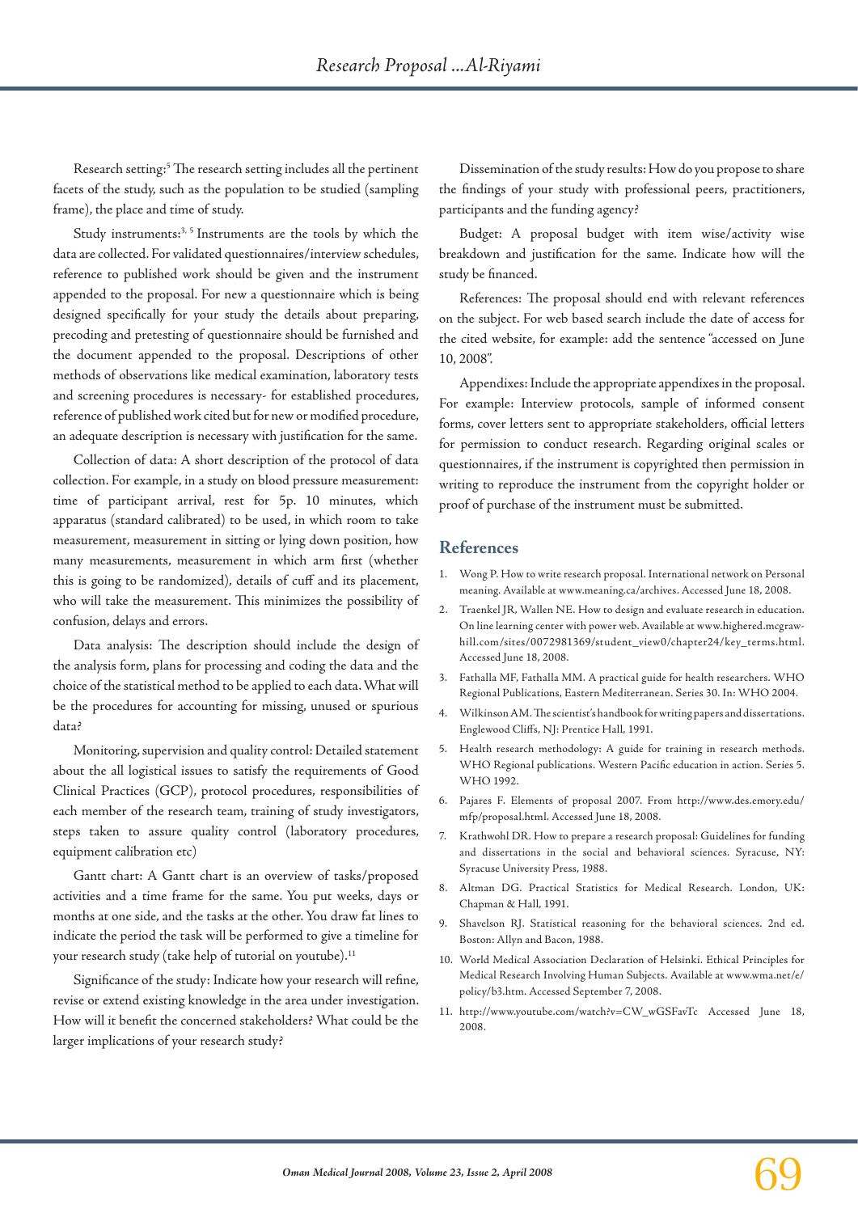Research setting:[5] The research setting includes all the pertinent facets of the study, such as the population to be studied (sampling frame), the place and time of study.

Study instruments:[3, 5] Instruments are the tools by which the data are collected. For validated questionnaires/interview schedules, reference to published work should be given and the instrument appended to the proposal. For new a questionnaire which is being designed specifically for your study the details about preparing, precoding and pretesting of questionnaire should be furnished and the document appended to the proposal. Descriptions of other methods of observations like medical examination, laboratory tests and screening procedures is necessary- for established procedures, reference of published work cited but for new or modified procedure, an adequate description is necessary with justification for the same.

Collection of data: A short description of the protocol of data collection. For example, in a study on blood pressure measurement: time of participant arrival, rest for 5p. 10 minutes, which apparatus (standard calibrated) to be used, in which room to take measurement, measurement in sitting or lying down position, how many measurements, measurement in which arm first (whether this is going to be randomized), details of cuff and its placement, who will take the measurement. This minimizes the possibility of confusion, delays and errors.

Data analysis: The description should include the design of the analysis form, plans for processing and coding the data and the choice of the statistical method to be applied to each data. What will be the procedures for accounting for missing, unused or spurious data?

Monitoring, supervision and quality control: Detailed statement about the all logistical issues to satisfy the requirements of Good Clinical Practices (GCP), protocol procedures, responsibilities of each member of the research team, training of study investigators, steps taken to assure quality control (laboratory procedures, equipment calibration etc)

Gantt chart: A Gantt chart is an overview of tasks/proposed activities and a time frame for the same. You put weeks, days or months at one side, and the tasks at the other. You draw fat lines to indicate the period the task will be performed to give a timeline for your research study (take help of tutorial on youtube).[11]

Significance of the study: Indicate how your research will refine, revise or extend existing knowledge in the area under investigation. How will it benefit the concerned stakeholders? What could be the larger implications of your research study?

Dissemination of the study results: How do you propose to share the findings of your study with professional peers, practitioners, participants and the funding agency?

Budget: A proposal budget with item wise/activity wise breakdown and justification for the same. Indicate how will the study be financed.

References: The proposal should end with relevant references on the subject. For web based search include the date of access for the cited website, for example: add the sentence "accessed on June 10, 2008".

Appendixes: Include the appropriate appendixes in the proposal. For example: Interview protocols, sample of informed consent forms, cover letters sent to appropriate stakeholders, official letters for permission to conduct research. Regarding original scales or questionnaires, if the instrument is copyrighted then permission in writing to reproduce the instrument from the copyright holder or proof of purchase of the instrument must be submitted.

## References

1. Wong P. How to write research proposal. International network on Personal meaning. Available at www.meaning.ca/archives. Accessed June 18, 2008.
2. Traenkel JR, Wallen NE. How to design and evaluate research in education. On line learning center with power web. Available at www.highered.mcgraw-hill.com/sites/0072981369/student_view0/chapter24/key_terms.html. Accessed June 18, 2008.
3. Fathalla MF, Fathalla MM. A practical guide for health researchers. WHO Regional Publications, Eastern Mediterranean. Series 30. In: WHO 2004.
4. Wilkinson AM. The scientist's handbook for writing papers and dissertations. Englewood Cliffs, NJ: Prentice Hall, 1991.
5. Health research methodology: A guide for training in research methods. WHO Regional publications. Western Pacific education in action. Series 5. WHO 1992.
6. Pajares F. Elements of proposal 2007. From http://www.des.emory.edu/mfp/proposal.html. Accessed June 18, 2008.
7. Krathwohl DR. How to prepare a research proposal: Guidelines for funding and dissertations in the social and behavioral sciences. Syracuse, NY: Syracuse University Press, 1988.
8. Altman DG. Practical Statistics for Medical Research. London, UK: Chapman & Hall, 1991.
9. Shavelson RJ. Statistical reasoning for the behavioral sciences. 2nd ed. Boston: Allyn and Bacon, 1988.
10. World Medical Association Declaration of Helsinki. Ethical Principles for Medical Research Involving Human Subjects. Available at www.wma.net/e/policy/b3.htm. Accessed September 7, 2008.
11. http://www.youtube.com/watch?v=CW_wGSFavTc Accessed June 18, 2008.